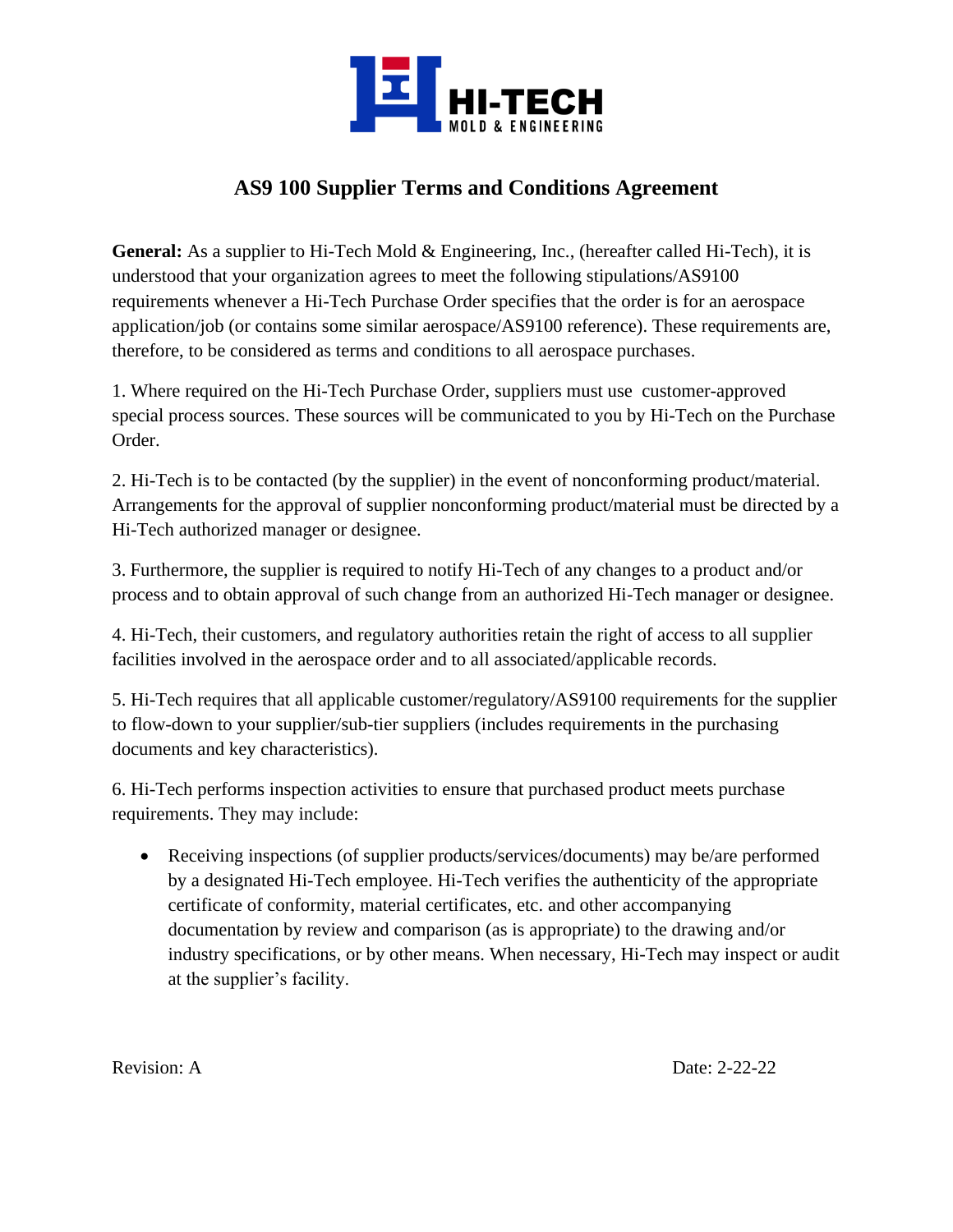# AS9 100 Supplier Terms and Conditions Agreement

**General:** As a supplier to Hi-Tech Mold & Engineering, Inc., (hereafter called Hi-Tech), it is understood that your organization agrees to meet the following stipulations/AS9100 requirements whenever a Hi-Tech Purchase Order specifies that the order is for an aerospace application/job (or contains some similar aerospace/AS9100 reference). These requirements are, therefore, to be considered as terms and conditions to all aerospace purchases.

1. Where required on the Hi-Tech Purchase Order, suppliers must use customer-approved special process sources. These sources will be communicated to you by Hi-Tech on the Purchase Order.

2. Hi-Tech is to be contacted (by the supplier) in the event of nonconforming product/material. Arrangements for the approval of supplier nonconforming product/material must be directed by a Hi-Tech authorized manager or designee.

3. Furthermore, the supplier is required to notify Hi-Tech of any changes to a product and/or process and to obtain approval of such change from an authorized Hi-Tech manager or designee.

4. Hi-Tech, their customers, and regulatory authorities retain the right of access to all supplier facilities involved in the aerospace order and to all associated/applicable records.

5. Hi-Tech requires that all applicable customer/regulatory/AS9100 requirements for the supplier to flow-down to your supplier/sub-tier suppliers (includes requirements in the purchasing documents and key characteristics).

6. Hi-Tech performs inspection activities to ensure that purchased product meets purchase requirements. They may include:

- Receiving inspections (of supplier products/services/documents) may be/are performed by a designated Hi-Tech employee. Hi-Tech verifies the authenticity of the appropriate certificate of conformity, material certificates, etc. and other accompanying documentation by review and comparison (as is appropriate) to the drawing and/or industry specifications, or by other means. When necessary, Hi-Tech may inspect or audit at the supplier's facility.

Revision: A Date: 2-22-22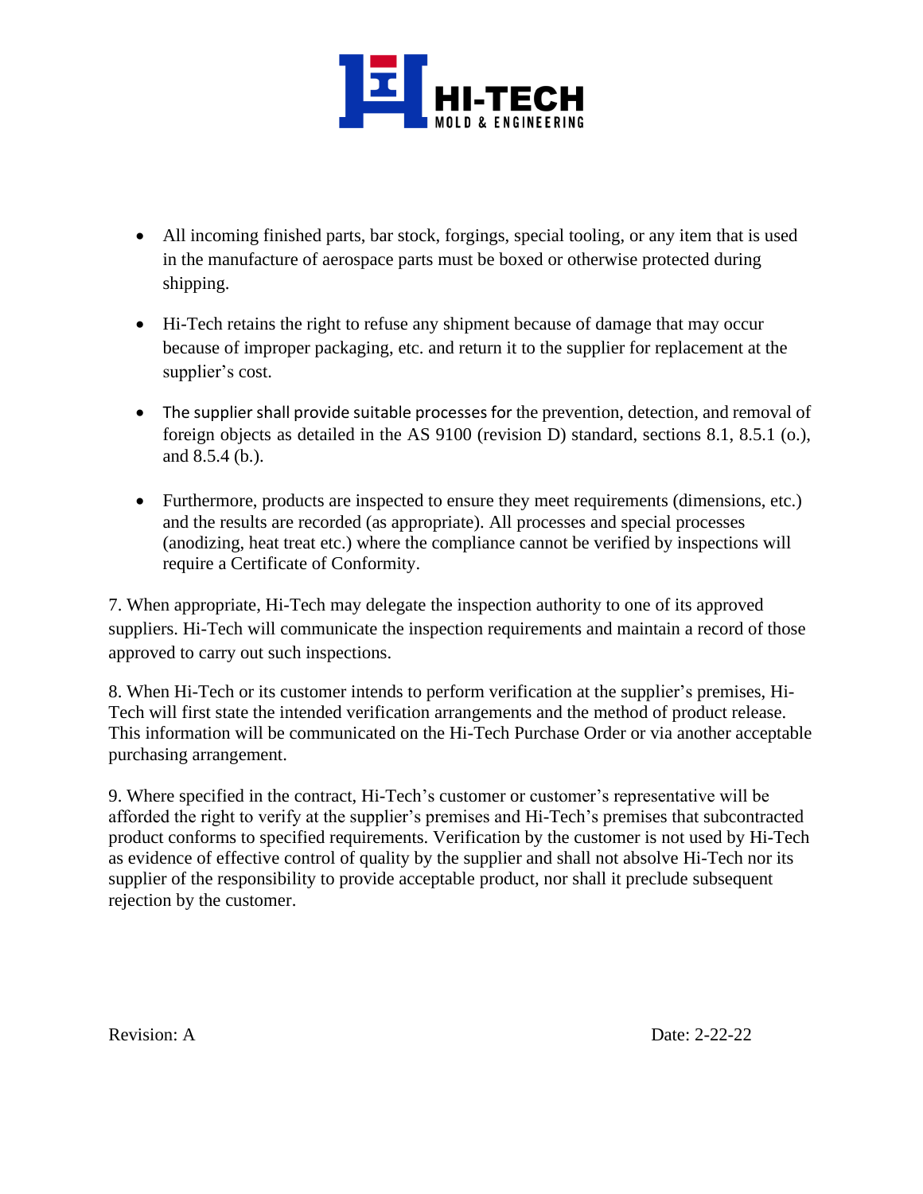- All incoming finished parts, bar stock, forgings, special tooling, or any item that is used in the manufacture of aerospace parts must be boxed or otherwise protected during shipping.

- Hi-Tech retains the right to refuse any shipment because of damage that may occur because of improper packaging, etc. and return it to the supplier for replacement at the supplier's cost.

- The supplier shall provide suitable processes for the prevention, detection, and removal of foreign objects as detailed in the AS 9100 (revision D) standard, sections 8.1, 8.5.1 (o.), and 8.5.4 (b.).

- Furthermore, products are inspected to ensure they meet requirements (dimensions, etc.) and the results are recorded (as appropriate). All processes and special processes (anodizing, heat treat etc.) where the compliance cannot be verified by inspections will require a Certificate of Conformity.

7. When appropriate, Hi-Tech may delegate the inspection authority to one of its approved suppliers. Hi-Tech will communicate the inspection requirements and maintain a record of those approved to carry out such inspections.

8. When Hi-Tech or its customer intends to perform verification at the supplier's premises, Hi-Tech will first state the intended verification arrangements and the method of product release. This information will be communicated on the Hi-Tech Purchase Order or via another acceptable purchasing arrangement.

9. Where specified in the contract, Hi-Tech's customer or customer's representative will be afforded the right to verify at the supplier's premises and Hi-Tech's premises that subcontracted product conforms to specified requirements. Verification by the customer is not used by Hi-Tech as evidence of effective control of quality by the supplier and shall not absolve Hi-Tech nor its supplier of the responsibility to provide acceptable product, nor shall it preclude subsequent rejection by the customer.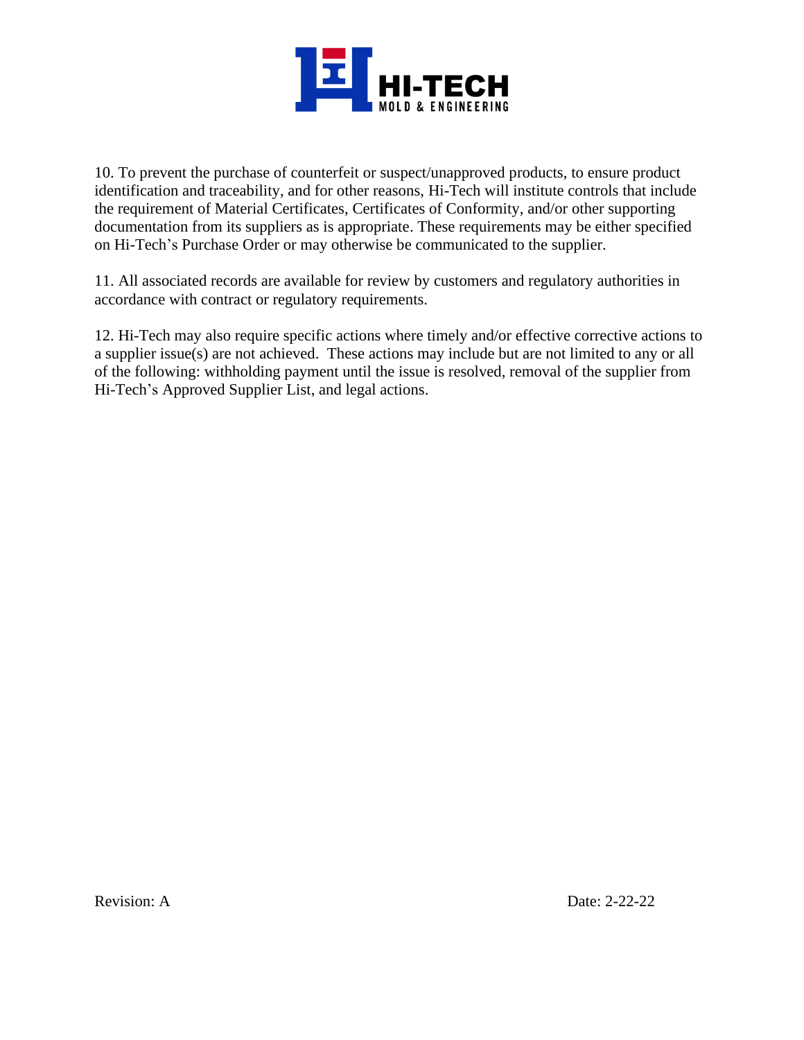10. To prevent the purchase of counterfeit or suspect/unapproved products, to ensure product identification and traceability, and for other reasons, Hi-Tech will institute controls that include the requirement of Material Certificates, Certificates of Conformity, and/or other supporting documentation from its suppliers as is appropriate. These requirements may be either specified on Hi-Tech's Purchase Order or may otherwise be communicated to the supplier.

11. All associated records are available for review by customers and regulatory authorities in accordance with contract or regulatory requirements.

12. Hi-Tech may also require specific actions where timely and/or effective corrective actions to a supplier issue(s) are not achieved. These actions may include but are not limited to any or all of the following: withholding payment until the issue is resolved, removal of the supplier from Hi-Tech's Approved Supplier List, and legal actions.